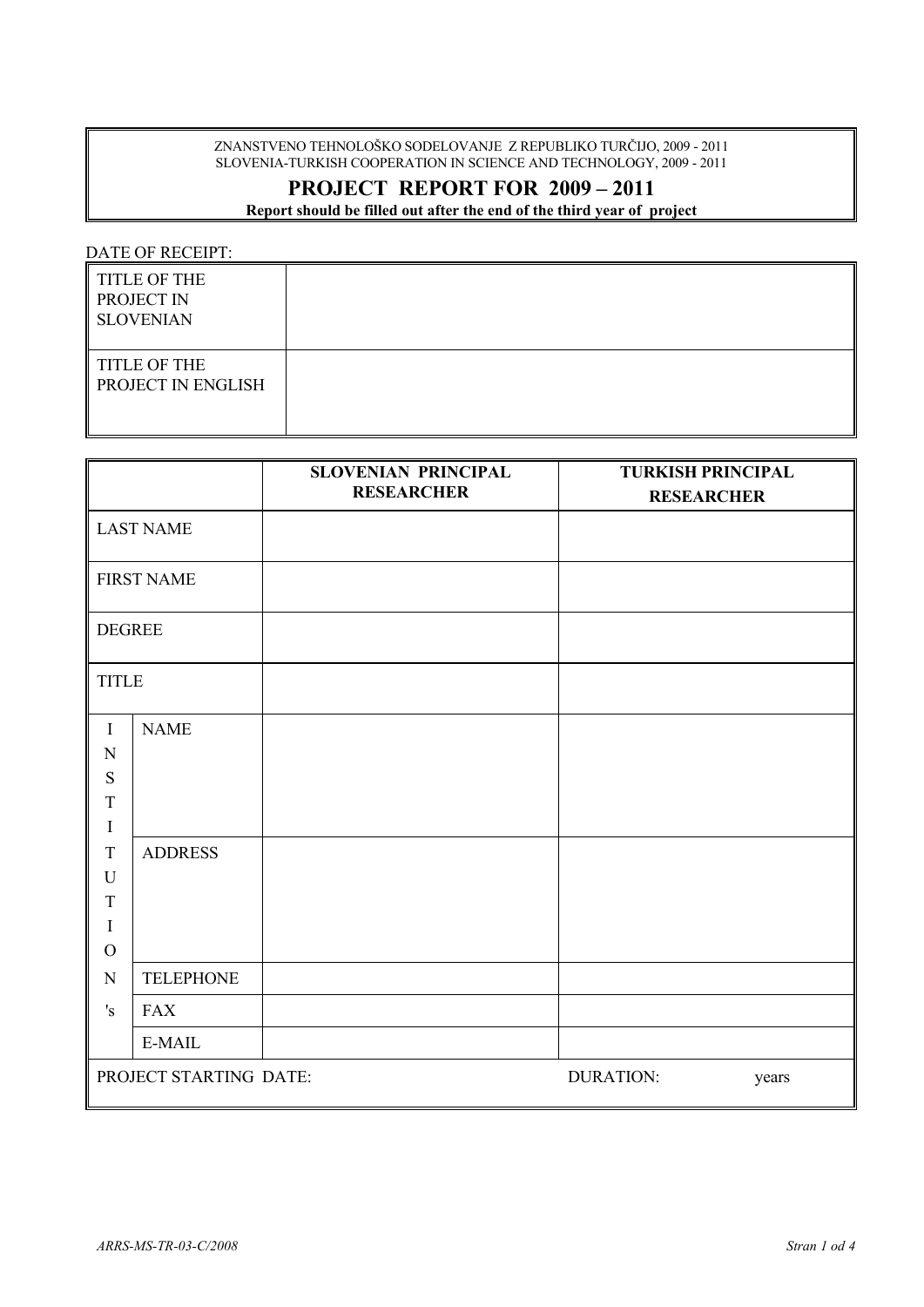ZNANSTVENO TEHNOLOŠKO SODELOVANJE Z REPUBLIKO TURČIJO, 2009 - 2011
SLOVENIA-TURKISH COOPERATION IN SCIENCE AND TECHNOLOGY, 2009 - 2011

# PROJECT REPORT FOR 2009 – 2011

**Report should be filled out after the end of the third year of project**

DATE OF RECEIPT:

| | |
|---|---|
| TITLE OF THE PROJECT IN SLOVENIAN | |
| TITLE OF THE PROJECT IN ENGLISH | |

| | | SLOVENIAN PRINCIPAL RESEARCHER | TURKISH PRINCIPAL RESEARCHER |
|---|---|---|---|
| LAST NAME | | | |
| FIRST NAME | | | |
| DEGREE | | | |
| TITLE | | | |
| INSTITUTION's | NAME | | |
| | ADDRESS | | |
| | TELEPHONE | | |
| | FAX | | |
| | E-MAIL | | |
| PROJECT STARTING DATE: | | DURATION: years | |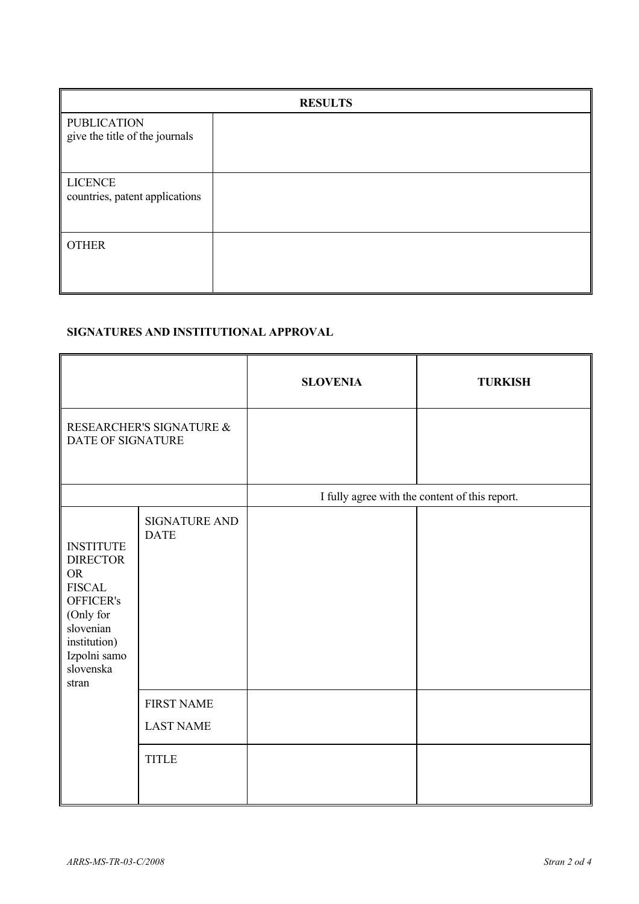| RESULTS | |
|---|---|
| PUBLICATION<br>give the title of the journals | |
| LICENCE<br>countries, patent applications | |
| OTHER | |

**SIGNATURES AND INSTITUTIONAL APPROVAL**

| | | SLOVENIA | TURKISH |
|---|---|---|---|
| RESEARCHER'S SIGNATURE & DATE OF SIGNATURE | | | |
| | | I fully agree with the content of this report. | |
| INSTITUTE DIRECTOR OR FISCAL OFFICER's (Only for slovenian institution) Izpolni samo slovenska stran | SIGNATURE AND DATE | | |
| | FIRST NAME<br>LAST NAME | | |
| | TITLE | | |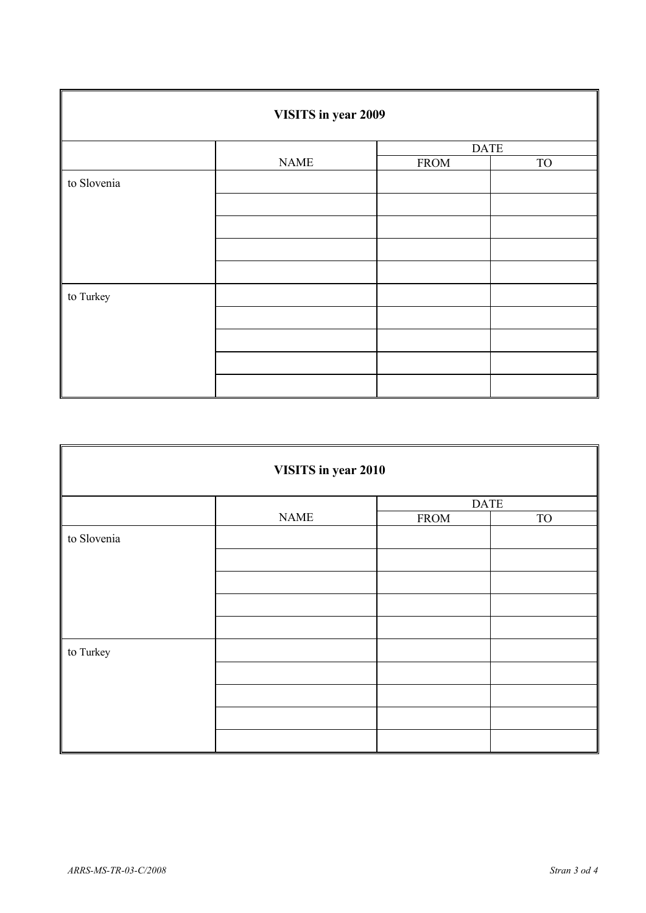| VISITS in year 2009 | | | |
|---|---|---|---|
| | NAME | DATE | |
| | | FROM | TO |
| to Slovenia | | | |
| | | | |
| | | | |
| | | | |
| | | | |
| to Turkey | | | |
| | | | |
| | | | |
| | | | |
| | | | |

| VISITS in year 2010 | | | |
|---|---|---|---|
| | NAME | DATE | |
| | | FROM | TO |
| to Slovenia | | | |
| | | | |
| | | | |
| | | | |
| | | | |
| to Turkey | | | |
| | | | |
| | | | |
| | | | |
| | | | |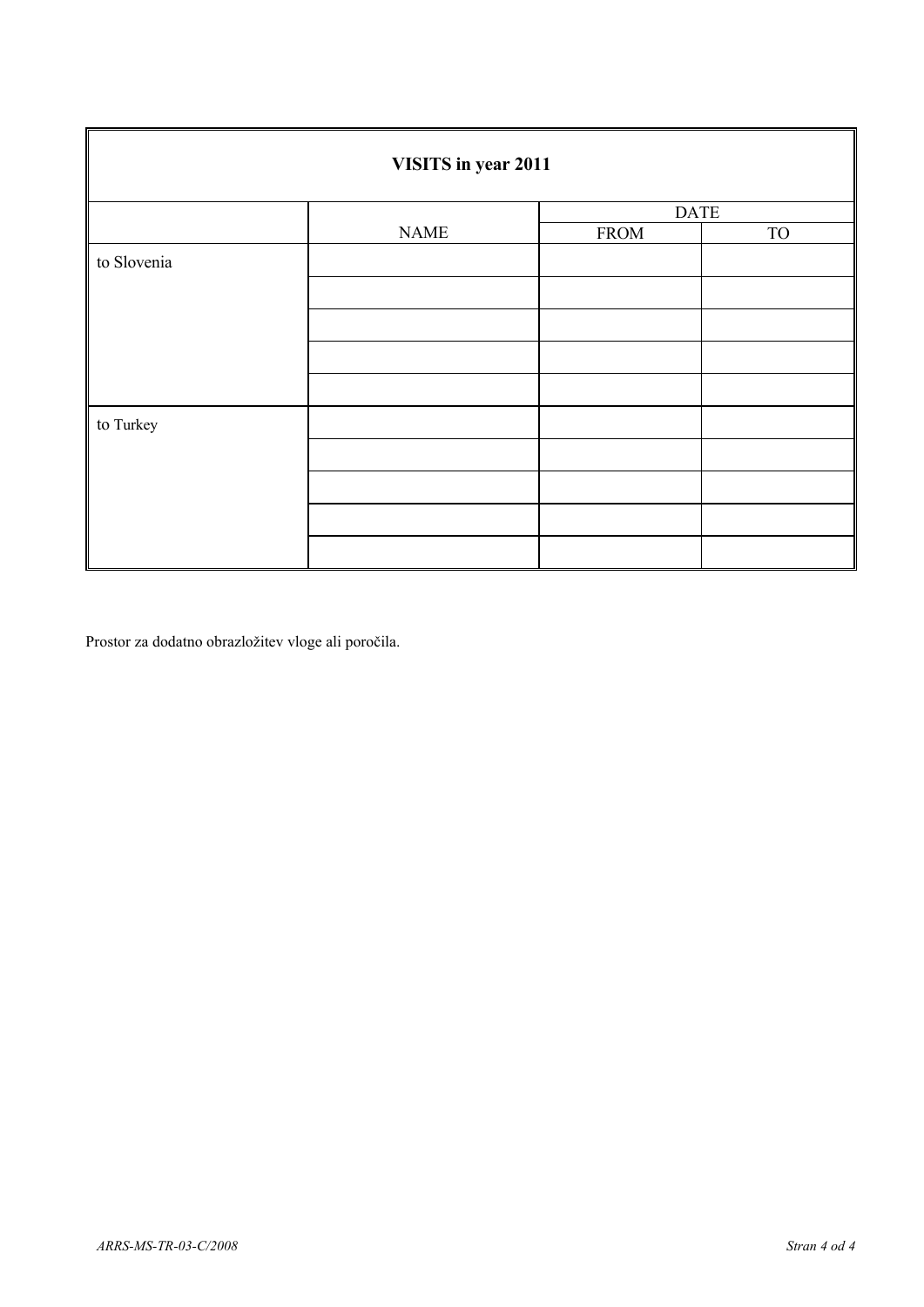| VISITS in year 2011 | | | |
|---|---|---|---|
| | NAME | DATE | |
| | | FROM | TO |
| to Slovenia | | | |
| | | | |
| | | | |
| | | | |
| | | | |
| to Turkey | | | |
| | | | |
| | | | |
| | | | |
| | | | |

Prostor za dodatno obrazložitev vloge ali poročila.

*ARRS-MS-TR-03-C/2008*